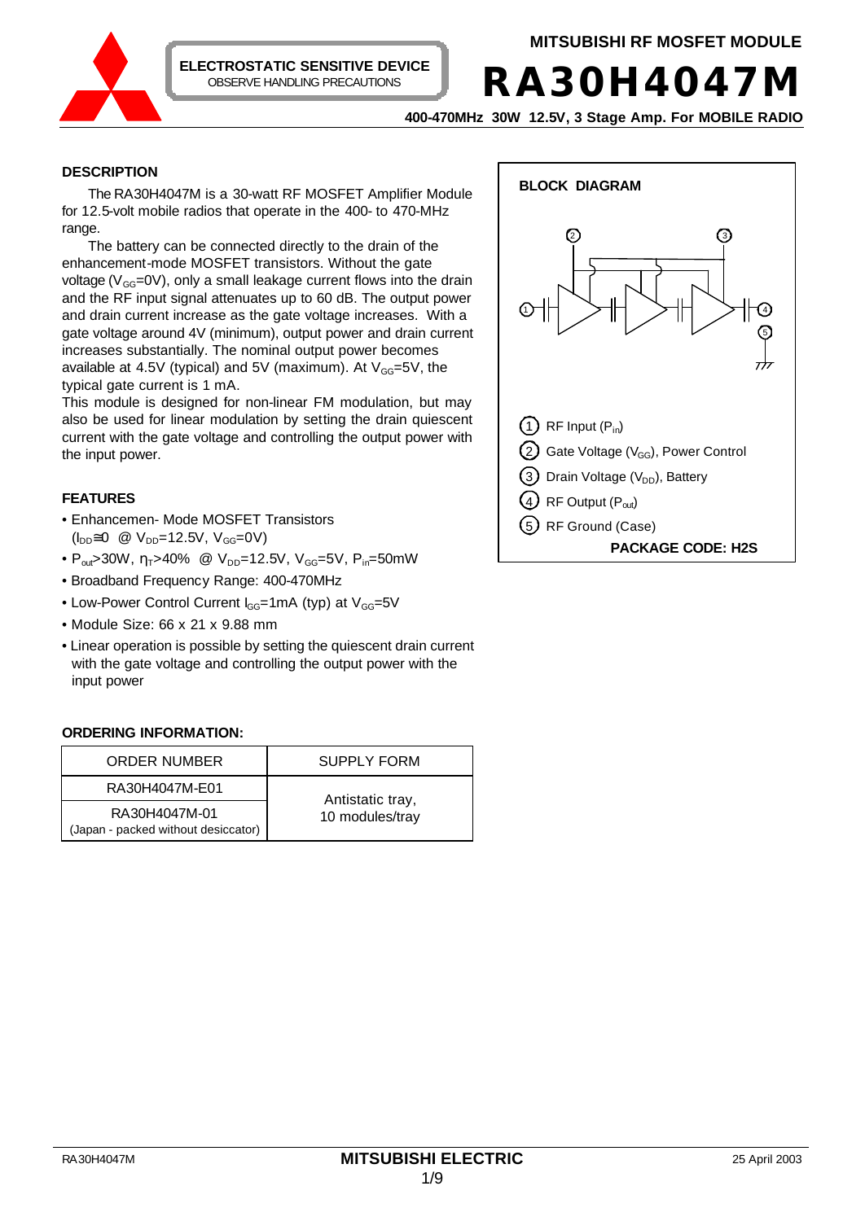MITSUBISHI RF MOSFET MODULE

ELECTROSTATIC SENSITIVE DEVICE
OBSERVE HANDLING PRECAUTIONS

# RA30H4047M

**400-470MHz 30W 12.5V, 3 Stage Amp. For MOBILE RADIO**

## DESCRIPTION

The RA30H4047M is a 30-watt RF MOSFET Amplifier Module for 12.5-volt mobile radios that operate in the 400- to 470-MHz range.

The battery can be connected directly to the drain of the enhancement-mode MOSFET transistors. Without the gate voltage ($V_{GG}$=0V), only a small leakage current flows into the drain and the RF input signal attenuates up to 60 dB. The output power and drain current increase as the gate voltage increases. With a gate voltage around 4V (minimum), output power and drain current increases substantially. The nominal output power becomes available at 4.5V (typical) and 5V (maximum). At $V_{GG}$=5V, the typical gate current is 1 mA.

This module is designed for non-linear FM modulation, but may also be used for linear modulation by setting the drain quiescent current with the gate voltage and controlling the output power with the input power.

## FEATURES

- Enhancemen- Mode MOSFET Transistors ($I_{DD}\cong0$ @ $V_{DD}$=12.5V, $V_{GG}$=0V)
- $P_{out}$>30W, $\eta_T$>40% @ $V_{DD}$=12.5V, $V_{GG}$=5V, $P_{in}$=50mW
- Broadband Frequency Range: 400-470MHz
- Low-Power Control Current $I_{GG}$=1mA (typ) at $V_{GG}$=5V
- Module Size: 66 x 21 x 9.88 mm
- Linear operation is possible by setting the quiescent drain current with the gate voltage and controlling the output power with the input power

## BLOCK DIAGRAM

1. RF Input ($P_{in}$)
2. Gate Voltage ($V_{GG}$), Power Control
3. Drain Voltage ($V_{DD}$), Battery
4. RF Output ($P_{out}$)
5. RF Ground (Case)

**PACKAGE CODE: H2S**

## ORDERING INFORMATION:

| ORDER NUMBER | SUPPLY FORM |
|---|---|
| RA30H4047M-E01 | Antistatic tray, 10 modules/tray |
| RA30H4047M-01 (Japan - packed without desiccator) | Antistatic tray, 10 modules/tray |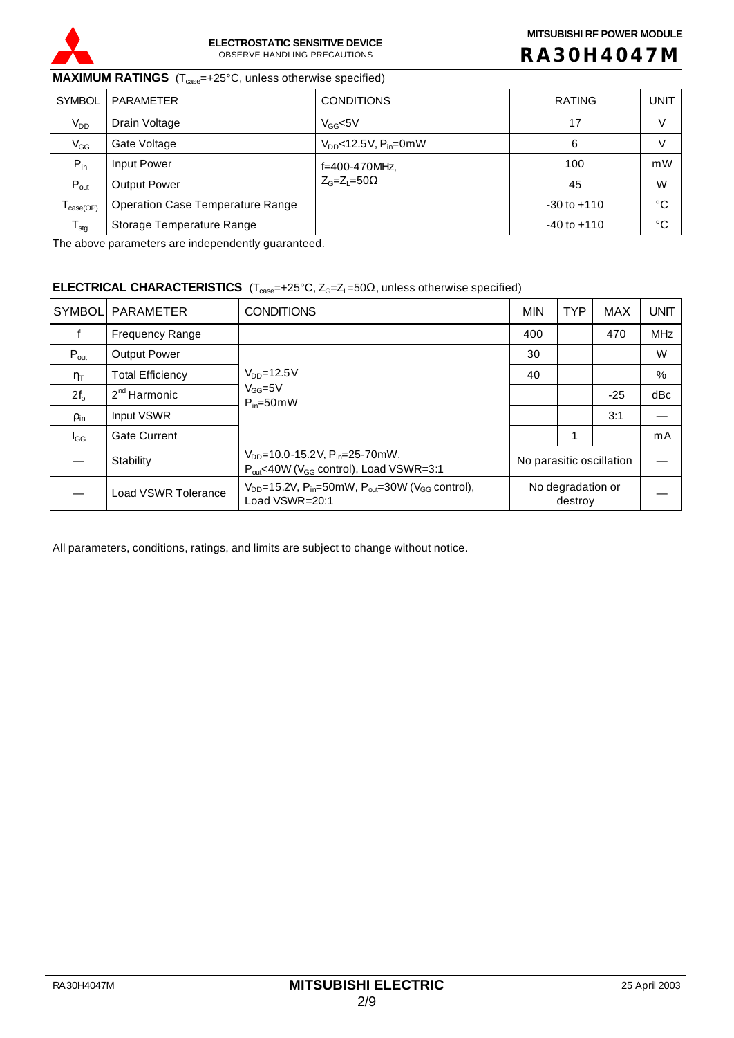## MAXIMUM RATINGS ($T_{case}$=+25°C, unless otherwise specified)

| SYMBOL | PARAMETER | CONDITIONS | RATING | UNIT |
|---|---|---|---|---|
| $V_{DD}$ | Drain Voltage | $V_{GG}$<5V | 17 | V |
| $V_{GG}$ | Gate Voltage | $V_{DD}$<12.5V, $P_{in}$=0mW | 6 | V |
| $P_{in}$ | Input Power | f=400-470MHz, $Z_G$=$Z_L$=50Ω | 100 | mW |
| $P_{out}$ | Output Power | | 45 | W |
| $T_{case(OP)}$ | Operation Case Temperature Range | | -30 to +110 | °C |
| $T_{stg}$ | Storage Temperature Range | | -40 to +110 | °C |

The above parameters are independently guaranteed.

## ELECTRICAL CHARACTERISTICS ($T_{case}$=+25°C, $Z_G$=$Z_L$=50Ω, unless otherwise specified)

| SYMBOL | PARAMETER | CONDITIONS | MIN | TYP | MAX | UNIT |
|---|---|---|---|---|---|---|
| f | Frequency Range | | 400 | | 470 | MHz |
| $P_{out}$ | Output Power | $V_{DD}$=12.5V, $V_{GG}$=5V, $P_{in}$=50mW | 30 | | | W |
| $\eta_T$ | Total Efficiency | | 40 | | | % |
| $2f_o$ | 2nd Harmonic | | | | -25 | dBc |
| $\rho_{in}$ | Input VSWR | | | | 3:1 | — |
| $I_{GG}$ | Gate Current | | | 1 | | mA |
| — | Stability | $V_{DD}$=10.0-15.2V, $P_{in}$=25-70mW, $P_{out}$<40W ($V_{GG}$ control), Load VSWR=3:1 | No parasitic oscillation | | | — |
| — | Load VSWR Tolerance | $V_{DD}$=15.2V, $P_{in}$=50mW, $P_{out}$=30W ($V_{GG}$ control), Load VSWR=20:1 | No degradation or destroy | | | — |

All parameters, conditions, ratings, and limits are subject to change without notice.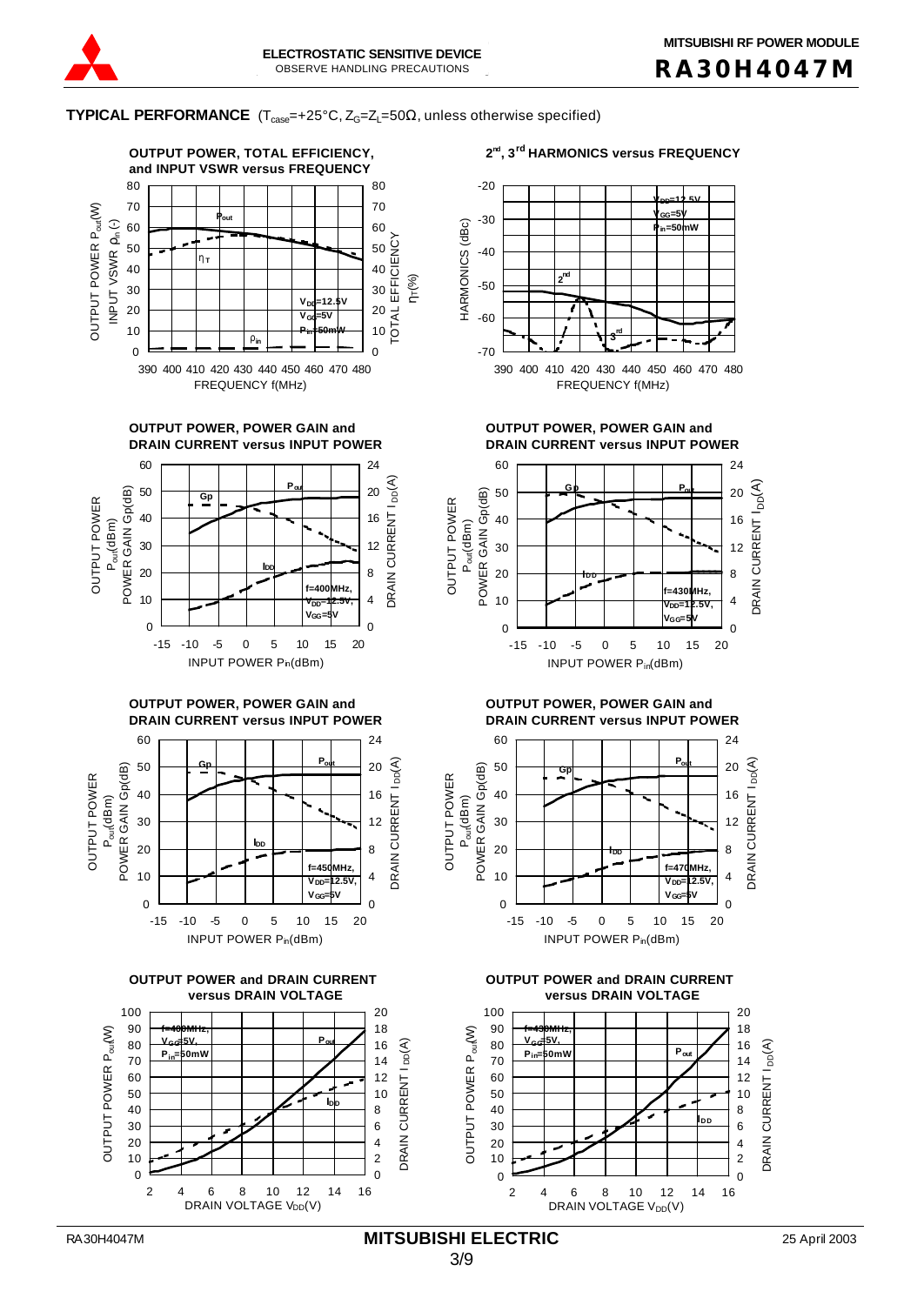## TYPICAL PERFORMANCE ($T_{case}$=+25°C, $Z_G$=$Z_L$=50Ω, unless otherwise specified)

**OUTPUT POWER, TOTAL EFFICIENCY, and INPUT VSWR versus FREQUENCY**

OUTPUT POWER $P_{out}$(W), INPUT VSWR $\rho_{in}$(-), TOTAL EFFICIENCY $\eta_T$(%) vs FREQUENCY f(MHz) (390–480)

$P_{out}$, $\eta_T$, $\rho_{in}$; $V_{DD}$=12.5V, $V_{GG}$=5V, $P_{in}$=50mW

**2nd, 3rd HARMONICS versus FREQUENCY**

HARMONICS (dBc) vs FREQUENCY f(MHz) (390–480)

2nd, 3rd; $V_{DD}$=12.5V, $V_{GG}$=5V, $P_{in}$=50mW

**OUTPUT POWER, POWER GAIN and DRAIN CURRENT versus INPUT POWER**

OUTPUT POWER $P_{out}$(dBm), POWER GAIN Gp(dB), DRAIN CURRENT $I_{DD}$(A) vs INPUT POWER $P_{in}$(dBm)

f=400MHz, $V_{DD}$=12.5V, $V_{GG}$=5V

**OUTPUT POWER, POWER GAIN and DRAIN CURRENT versus INPUT POWER**

f=430MHz, $V_{DD}$=12.5V, $V_{GG}$=5V

**OUTPUT POWER, POWER GAIN and DRAIN CURRENT versus INPUT POWER**

f=450MHz, $V_{DD}$=12.5V, $V_{GG}$=5V

**OUTPUT POWER, POWER GAIN and DRAIN CURRENT versus INPUT POWER**

f=470MHz, $V_{DD}$=12.5V, $V_{GG}$=5V

**OUTPUT POWER and DRAIN CURRENT versus DRAIN VOLTAGE**

OUTPUT POWER $P_{out}$(W), DRAIN CURRENT $I_{DD}$(A) vs DRAIN VOLTAGE $V_{DD}$(V)

f=400MHz, $V_{GG}$=5V, $P_{in}$=50mW

**OUTPUT POWER and DRAIN CURRENT versus DRAIN VOLTAGE**

f=430MHz, $V_{GG}$=5V, $P_{in}$=50mW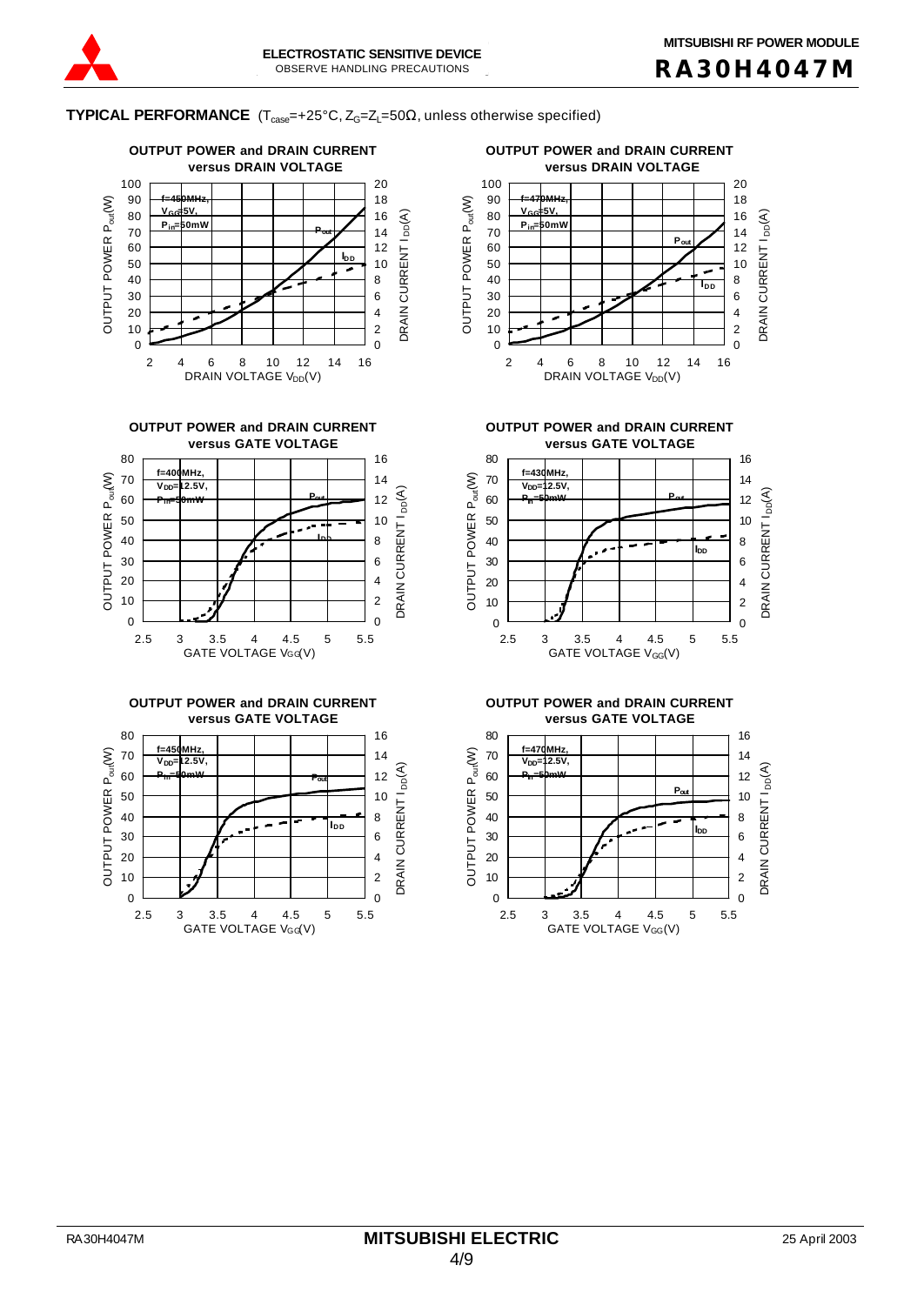**TYPICAL PERFORMANCE** ($T_{case}$=+25°C, $Z_G$=$Z_L$=50Ω, unless otherwise specified)

**OUTPUT POWER and DRAIN CURRENT versus DRAIN VOLTAGE**

f=450MHz, $V_{GG}$=5V, $P_{in}$=50mW

OUTPUT POWER $P_{out}$(W) / DRAIN CURRENT $I_{DD}$(A) vs. DRAIN VOLTAGE $V_{DD}$(V)

**OUTPUT POWER and DRAIN CURRENT versus DRAIN VOLTAGE**

f=470MHz, $V_{GG}$=5V, $P_{in}$=50mW

OUTPUT POWER $P_{out}$(W) / DRAIN CURRENT $I_{DD}$(A) vs. DRAIN VOLTAGE $V_{DD}$(V)

**OUTPUT POWER and DRAIN CURRENT versus GATE VOLTAGE**

f=400MHz, $V_{DD}$=12.5V, $P_{in}$=50mW

OUTPUT POWER $P_{out}$(W) / DRAIN CURRENT $I_{DD}$(A) vs. GATE VOLTAGE $V_{GG}$(V)

**OUTPUT POWER and DRAIN CURRENT versus GATE VOLTAGE**

f=430MHz, $V_{DD}$=12.5V, $P_{in}$=50mW

OUTPUT POWER $P_{out}$(W) / DRAIN CURRENT $I_{DD}$(A) vs. GATE VOLTAGE $V_{GG}$(V)

**OUTPUT POWER and DRAIN CURRENT versus GATE VOLTAGE**

f=450MHz, $V_{DD}$=12.5V, $P_{in}$=50mW

OUTPUT POWER $P_{out}$(W) / DRAIN CURRENT $I_{DD}$(A) vs. GATE VOLTAGE $V_{GG}$(V)

**OUTPUT POWER and DRAIN CURRENT versus GATE VOLTAGE**

f=470MHz, $V_{DD}$=12.5V, $P_{in}$=50mW

OUTPUT POWER $P_{out}$(W) / DRAIN CURRENT $I_{DD}$(A) vs. GATE VOLTAGE $V_{GG}$(V)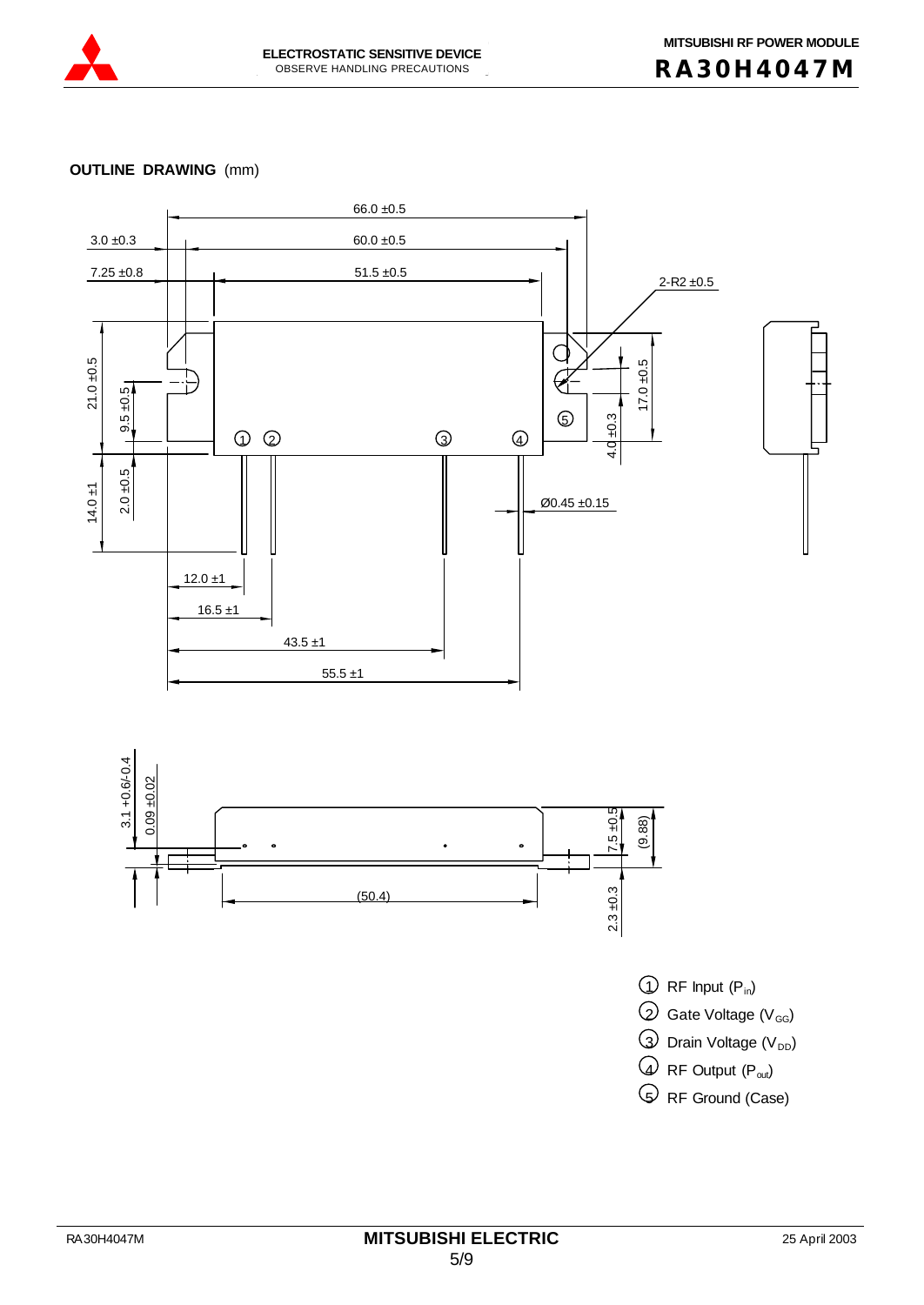**OUTLINE DRAWING** (mm)

66.0 ±0.5

3.0 ±0.3

60.0 ±0.5

7.25 ±0.8

51.5 ±0.5

2-R2 ±0.5

21.0 ±0.5

9.5 ±0.5

17.0 ±0.5

4.0 ±0.3

14.0 ±1

2.0 ±0.5

Ø0.45 ±0.15

12.0 ±1

16.5 ±1

43.5 ±1

55.5 ±1

3.1 +0.6/-0.4

0.09 ±0.02

7.5 ±0.5

(9.88)

(50.4)

2.3 ±0.3

① RF Input ($P_{in}$)

② Gate Voltage ($V_{GG}$)

③ Drain Voltage ($V_{DD}$)

④ RF Output ($P_{out}$)

⑤ RF Ground (Case)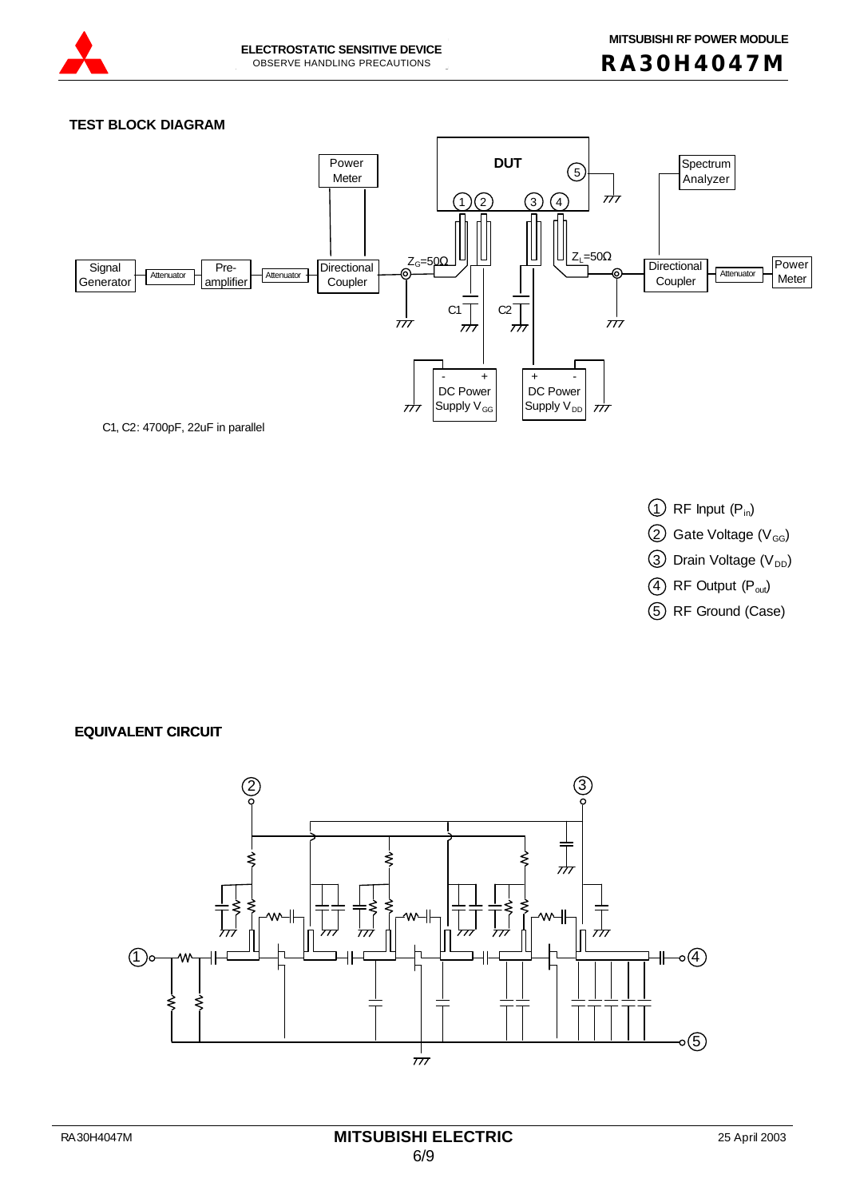## TEST BLOCK DIAGRAM

C1, C2: 4700pF, 22uF in parallel

1. RF Input ($P_{in}$)
2. Gate Voltage ($V_{GG}$)
3. Drain Voltage ($V_{DD}$)
4. RF Output ($P_{out}$)
5. RF Ground (Case)

## EQUIVALENT CIRCUIT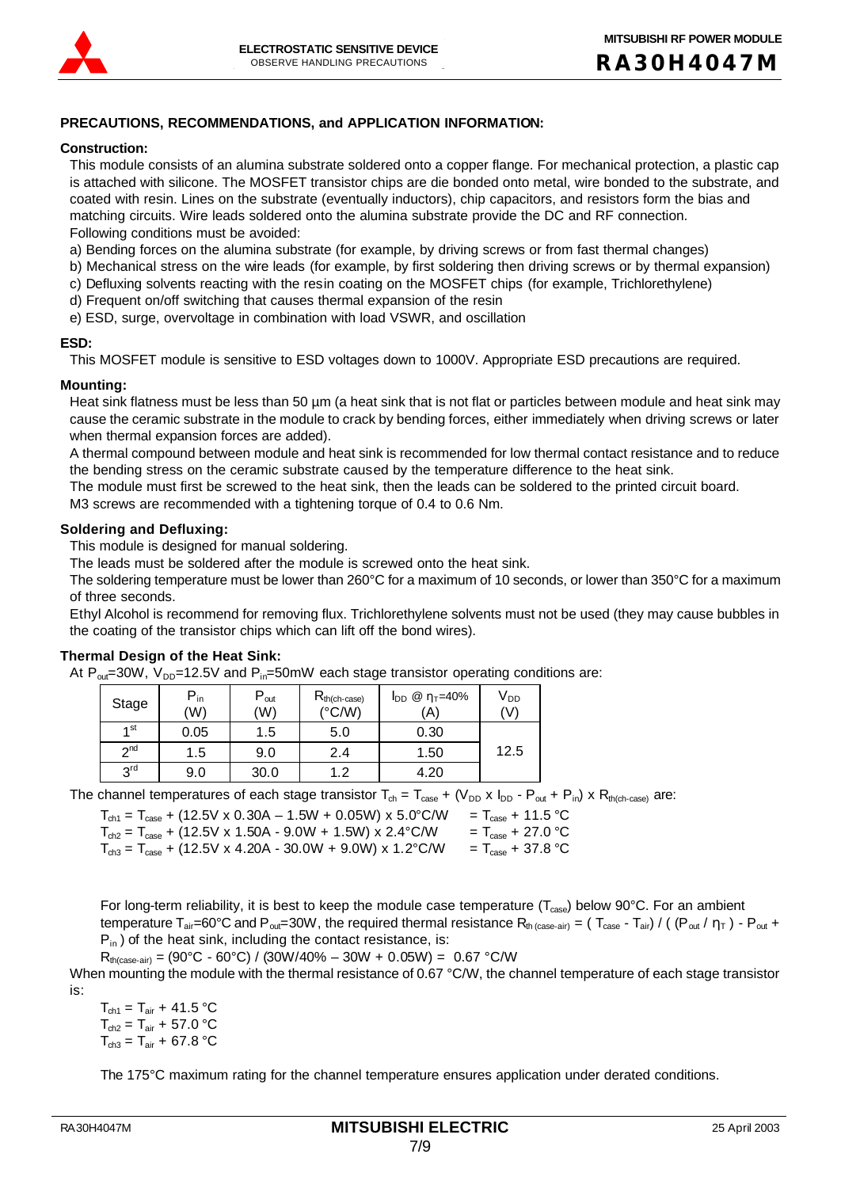## PRECAUTIONS, RECOMMENDATIONS, and APPLICATION INFORMATION:

### Construction:

This module consists of an alumina substrate soldered onto a copper flange. For mechanical protection, a plastic cap is attached with silicone. The MOSFET transistor chips are die bonded onto metal, wire bonded to the substrate, and coated with resin. Lines on the substrate (eventually inductors), chip capacitors, and resistors form the bias and matching circuits. Wire leads soldered onto the alumina substrate provide the DC and RF connection.
Following conditions must be avoided:

a) Bending forces on the alumina substrate (for example, by driving screws or from fast thermal changes)
b) Mechanical stress on the wire leads (for example, by first soldering then driving screws or by thermal expansion)
c) Defluxing solvents reacting with the resin coating on the MOSFET chips (for example, Trichlorethylene)
d) Frequent on/off switching that causes thermal expansion of the resin
e) ESD, surge, overvoltage in combination with load VSWR, and oscillation

### ESD:

This MOSFET module is sensitive to ESD voltages down to 1000V. Appropriate ESD precautions are required.

### Mounting:

Heat sink flatness must be less than 50 µm (a heat sink that is not flat or particles between module and heat sink may cause the ceramic substrate in the module to crack by bending forces, either immediately when driving screws or later when thermal expansion forces are added).
A thermal compound between module and heat sink is recommended for low thermal contact resistance and to reduce the bending stress on the ceramic substrate caused by the temperature difference to the heat sink.
The module must first be screwed to the heat sink, then the leads can be soldered to the printed circuit board.
M3 screws are recommended with a tightening torque of 0.4 to 0.6 Nm.

### Soldering and Defluxing:

This module is designed for manual soldering.
The leads must be soldered after the module is screwed onto the heat sink.
The soldering temperature must be lower than 260°C for a maximum of 10 seconds, or lower than 350°C for a maximum of three seconds.
Ethyl Alcohol is recommend for removing flux. Trichlorethylene solvents must not be used (they may cause bubbles in the coating of the transistor chips which can lift off the bond wires).

### Thermal Design of the Heat Sink:

At $P_{out}$=30W, $V_{DD}$=12.5V and $P_{in}$=50mW each stage transistor operating conditions are:

| Stage | $P_{in}$ (W) | $P_{out}$ (W) | $R_{th(ch-case)}$ (°C/W) | $I_{DD}$ @ $\eta_T$=40% (A) | $V_{DD}$ (V) |
|---|---|---|---|---|---|
| 1st | 0.05 | 1.5 | 5.0 | 0.30 | 12.5 |
| 2nd | 1.5 | 9.0 | 2.4 | 1.50 | |
| 3rd | 9.0 | 30.0 | 1.2 | 4.20 | |

The channel temperatures of each stage transistor $T_{ch} = T_{case} + (V_{DD} \times I_{DD} - P_{out} + P_{in}) \times R_{th(ch-case)}$ are:

$T_{ch1} = T_{case} + (12.5V \times 0.30A - 1.5W + 0.05W) \times 5.0°C/W = T_{case} + 11.5\ °C$
$T_{ch2} = T_{case} + (12.5V \times 1.50A - 9.0W + 1.5W) \times 2.4°C/W = T_{case} + 27.0\ °C$
$T_{ch3} = T_{case} + (12.5V \times 4.20A - 30.0W + 9.0W) \times 1.2°C/W = T_{case} + 37.8\ °C$

For long-term reliability, it is best to keep the module case temperature ($T_{case}$) below 90°C. For an ambient temperature $T_{air}$=60°C and $P_{out}$=30W, the required thermal resistance $R_{th\ (case-air)} = ( T_{case} - T_{air}) / ( (P_{out} / \eta_T ) - P_{out} + P_{in} )$ of the heat sink, including the contact resistance, is:

$R_{th(case-air)} = (90°C - 60°C) / (30W/40\% - 30W + 0.05W) = 0.67\ °C/W$

When mounting the module with the thermal resistance of 0.67 °C/W, the channel temperature of each stage transistor is:

$T_{ch1} = T_{air} + 41.5\ °C$
$T_{ch2} = T_{air} + 57.0\ °C$
$T_{ch3} = T_{air} + 67.8\ °C$

The 175°C maximum rating for the channel temperature ensures application under derated conditions.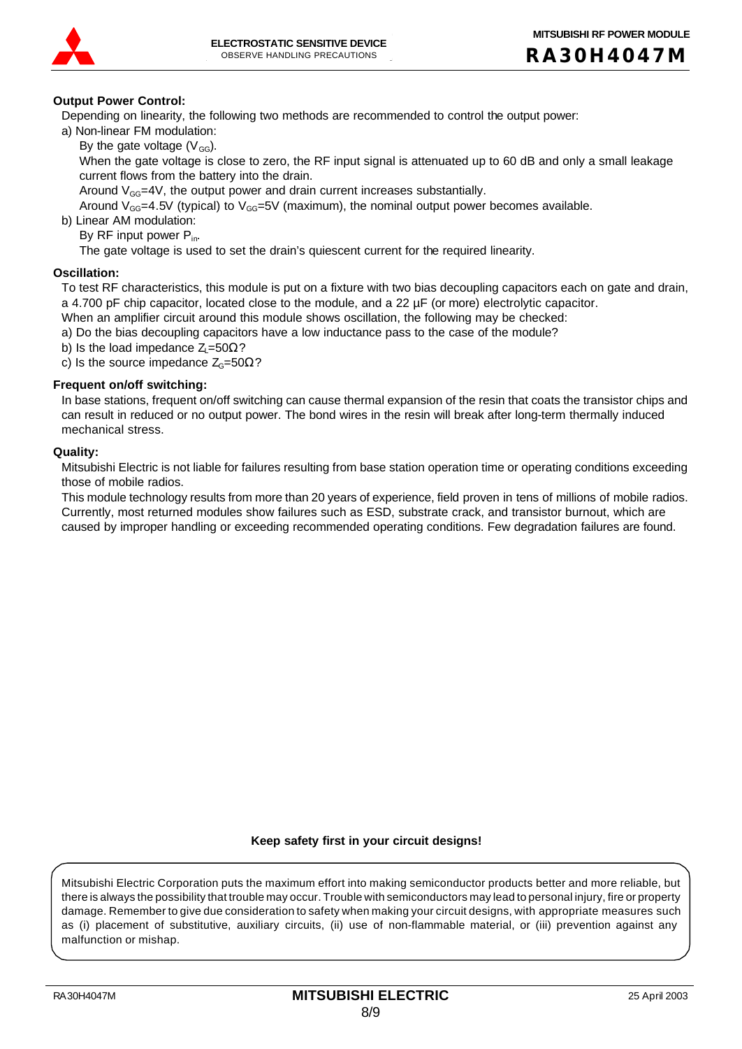**Output Power Control:**

Depending on linearity, the following two methods are recommended to control the output power:

a) Non-linear FM modulation:

By the gate voltage ($V_{GG}$).

When the gate voltage is close to zero, the RF input signal is attenuated up to 60 dB and only a small leakage current flows from the battery into the drain.

Around $V_{GG}$=4V, the output power and drain current increases substantially.

Around $V_{GG}$=4.5V (typical) to $V_{GG}$=5V (maximum), the nominal output power becomes available.

b) Linear AM modulation:

By RF input power $P_{in}$.

The gate voltage is used to set the drain's quiescent current for the required linearity.

**Oscillation:**

To test RF characteristics, this module is put on a fixture with two bias decoupling capacitors each on gate and drain, a 4.700 pF chip capacitor, located close to the module, and a 22 µF (or more) electrolytic capacitor.

When an amplifier circuit around this module shows oscillation, the following may be checked:

a) Do the bias decoupling capacitors have a low inductance pass to the case of the module?

b) Is the load impedance $Z_L$=50Ω?

c) Is the source impedance $Z_G$=50Ω?

**Frequent on/off switching:**

In base stations, frequent on/off switching can cause thermal expansion of the resin that coats the transistor chips and can result in reduced or no output power. The bond wires in the resin will break after long-term thermally induced mechanical stress.

**Quality:**

Mitsubishi Electric is not liable for failures resulting from base station operation time or operating conditions exceeding those of mobile radios.

This module technology results from more than 20 years of experience, field proven in tens of millions of mobile radios. Currently, most returned modules show failures such as ESD, substrate crack, and transistor burnout, which are caused by improper handling or exceeding recommended operating conditions. Few degradation failures are found.

**Keep safety first in your circuit designs!**

Mitsubishi Electric Corporation puts the maximum effort into making semiconductor products better and more reliable, but there is always the possibility that trouble may occur. Trouble with semiconductors may lead to personal injury, fire or property damage. Remember to give due consideration to safety when making your circuit designs, with appropriate measures such as (i) placement of substitutive, auxiliary circuits, (ii) use of non-flammable material, or (iii) prevention against any malfunction or mishap.